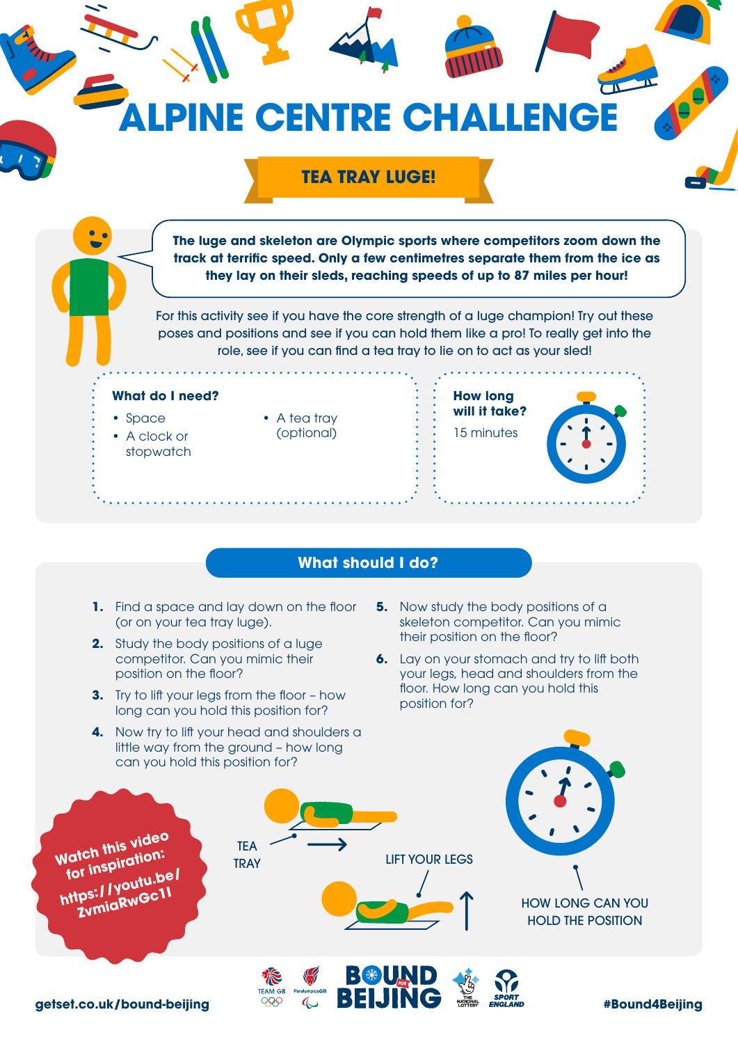# ALPINE CENTRE CHALLENGE

## TEA TRAY LUGE!

**The luge and skeleton are Olympic sports where competitors zoom down the track at terrific speed. Only a few centimetres separate them from the ice as they lay on their sleds, reaching speeds of up to 87 miles per hour!**

For this activity see if you have the core strength of a luge champion! Try out these poses and positions and see if you can hold them like a pro! To really get into the role, see if you can find a tea tray to lie on to act as your sled!

**What do I need?**

- Space
- A clock or stopwatch
- A tea tray (optional)

**How long will it take?**

15 minutes

## What should I do?

1. Find a space and lay down on the floor (or on your tea tray luge).
2. Study the body positions of a luge competitor. Can you mimic their position on the floor?
3. Try to lift your legs from the floor – how long can you hold this position for?
4. Now try to lift your head and shoulders a little way from the ground – how long can you hold this position for?
5. Now study the body positions of a skeleton competitor. Can you mimic their position on the floor?
6. Lay on your stomach and try to lift both your legs, head and shoulders from the floor. How long can you hold this position for?

Watch this video for inspiration: https://youtu.be/ZvmiaRwGc1I

TEA TRAY

LIFT YOUR LEGS

HOW LONG CAN YOU HOLD THE POSITION

getset.co.uk/bound-beijing

BOUND FOR BEIJING

#Bound4Beijing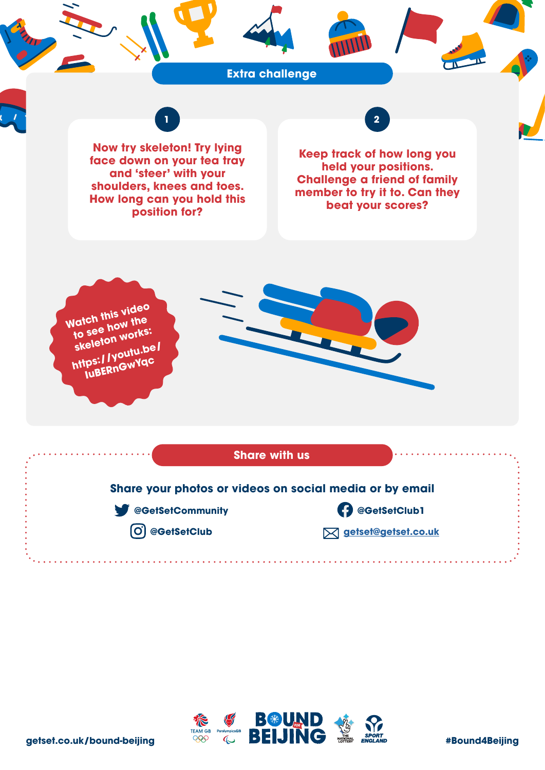## Extra challenge

**1**

Now try skeleton! Try lying face down on your tea tray and 'steer' with your shoulders, knees and toes. How long can you hold this position for?

**2**

Keep track of how long you held your positions. Challenge a friend of family member to try it to. Can they beat your scores?

Watch this video to see how the skeleton works: https://youtu.be/IuBERnGwYqc

## Share with us

**Share your photos or videos on social media or by email**

@GetSetCommunity

@GetSetClub1

@GetSetClub

getset@getset.co.uk

getset.co.uk/bound-beijing

#Bound4Beijing